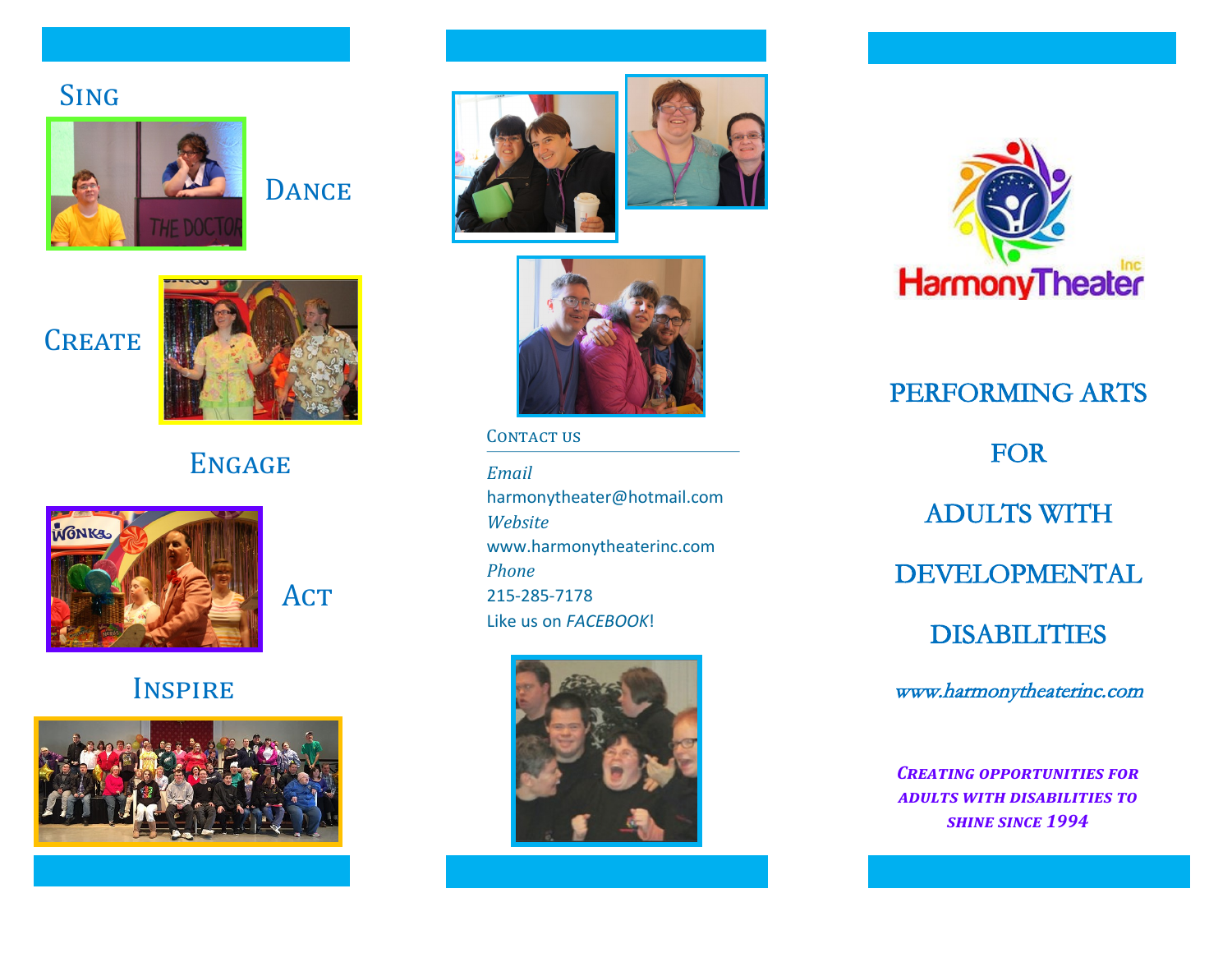Sing

Dance

Create

Engage

Act

Inspire

Contact us

*Email*
harmonytheater@hotmail.com
*Website*
www.harmonytheaterinc.com
*Phone*
215-285-7178
Like us on *FACEBOOK*!

HarmonyTheater Inc

# PERFORMING ARTS FOR ADULTS WITH DEVELOPMENTAL DISABILITIES

*www.harmonytheaterinc.com*

***Creating opportunities for adults with disabilities to shine since 1994***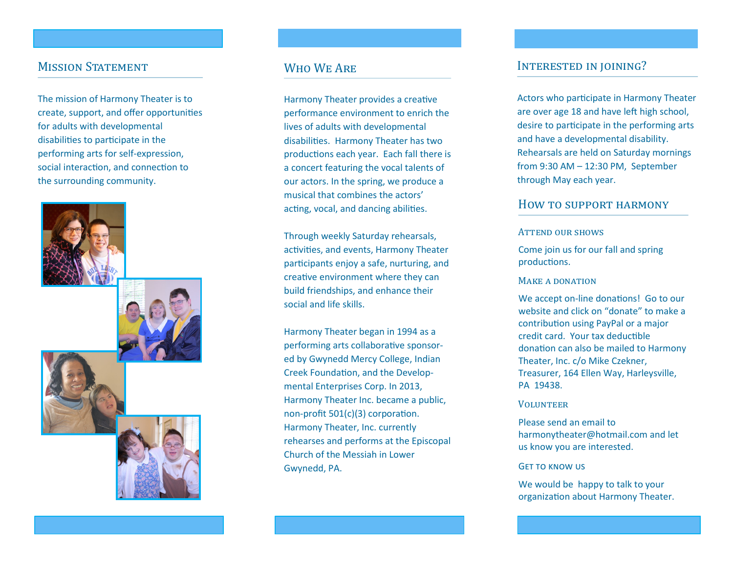## Mission Statement

The mission of Harmony Theater is to create, support, and offer opportunities for adults with developmental disabilities to participate in the performing arts for self-expression, social interaction, and connection to the surrounding community.

## Who We Are

Harmony Theater provides a creative performance environment to enrich the lives of adults with developmental disabilities. Harmony Theater has two productions each year. Each fall there is a concert featuring the vocal talents of our actors. In the spring, we produce a musical that combines the actors' acting, vocal, and dancing abilities.

Through weekly Saturday rehearsals, activities, and events, Harmony Theater participants enjoy a safe, nurturing, and creative environment where they can build friendships, and enhance their social and life skills.

Harmony Theater began in 1994 as a performing arts collaborative sponsored by Gwynedd Mercy College, Indian Creek Foundation, and the Developmental Enterprises Corp. In 2013, Harmony Theater Inc. became a public, non-profit 501(c)(3) corporation. Harmony Theater, Inc. currently rehearses and performs at the Episcopal Church of the Messiah in Lower Gwynedd, PA.

## Interested in Joining?

Actors who participate in Harmony Theater are over age 18 and have left high school, desire to participate in the performing arts and have a developmental disability. Rehearsals are held on Saturday mornings from 9:30 AM – 12:30 PM, September through May each year.

## How to Support Harmony

### Attend Our Shows

Come join us for our fall and spring productions.

### Make a Donation

We accept on-line donations! Go to our website and click on "donate" to make a contribution using PayPal or a major credit card. Your tax deductible donation can also be mailed to Harmony Theater, Inc. c/o Mike Czekner, Treasurer, 164 Ellen Way, Harleysville, PA 19438.

### Volunteer

Please send an email to harmonytheater@hotmail.com and let us know you are interested.

### Get to Know Us

We would be happy to talk to your organization about Harmony Theater.